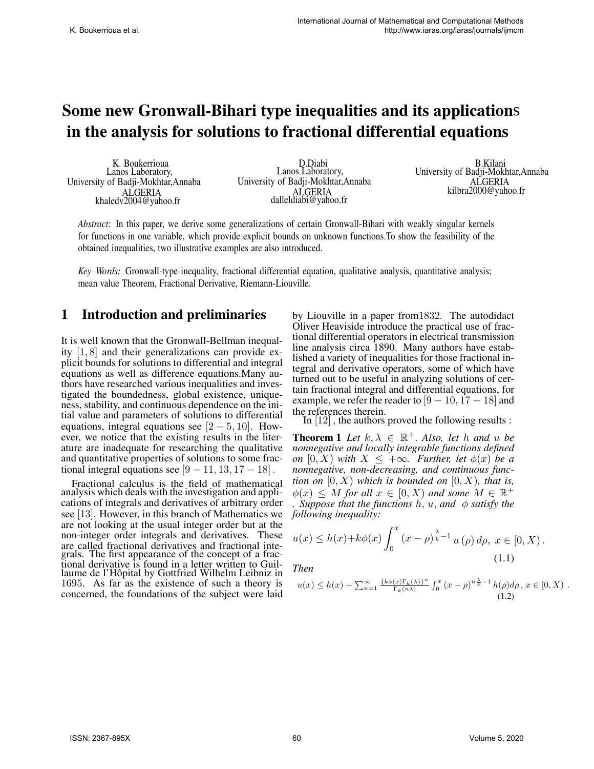# Some new Gronwall-Bihari type inequalities and its applications in the analysis for solutions to fractional differential equations

K. Boukerrioua
Lanos Laboratory,
University of Badji-Mokhtar,Annaba
ALGERIA
khaledv2004@yahoo.fr

D.Diabi
Lanos Laboratory,
University of Badji-Mokhtar,Annaba
ALGERIA
dalleldiabi@yahoo.fr

B.Kilani
University of Badji-Mokhtar,Annaba
ALGERIA
kilbra2000@yahoo.fr

*Abstract:* In this paper, we derive some generalizations of certain Gronwall-Bihari with weakly singular kernels for functions in one variable, which provide explicit bounds on unknown functions.To show the feasibility of the obtained inequalities, two illustrative examples are also introduced.

*Key–Words:* Gronwall-type inequality, fractional differential equation, qualitative analysis, quantitative analysis; mean value Theorem, Fractional Derivative, Riemann-Liouville.

## 1 Introduction and preliminaries

It is well known that the Gronwall-Bellman inequality $[1, 8]$ and their generalizations can provide explicit bounds for solutions to differential and integral equations as well as difference equations.Many authors have researched various inequalities and investigated the boundedness, global existence, uniqueness, stability, and continuous dependence on the initial value and parameters of solutions to differential equations, integral equations see $[2-5, 10]$. However, we notice that the existing results in the literature are inadequate for researching the qualitative and quantitative properties of solutions to some fractional integral equations see $[9-11, 13, 17-18]$.

Fractional calculus is the field of mathematical analysis which deals with the investigation and applications of integrals and derivatives of arbitrary order see [13]. However, in this branch of Mathematics we are not looking at the usual integer order but at the non-integer order integrals and derivatives. These are called fractional derivatives and fractional integrals. The first appearance of the concept of a fractional derivative is found in a letter written to Guillaume de l'Hôpital by Gottfried Wilhelm Leibniz in 1695. As far as the existence of such a theory is concerned, the foundations of the subject were laid by Liouville in a paper from1832. The autodidact Oliver Heaviside introduce the practical use of fractional differential operators in electrical transmission line analysis circa 1890. Many authors have established a variety of inequalities for those fractional integral and derivative operators, some of which have turned out to be useful in analyzing solutions of certain fractional integral and differential equations, for example, we refer the reader to $[9-10, 17-18]$ and the references therein.

In $[12]$ , the authors proved the following results :

**Theorem 1** *Let $k, \lambda \in \mathbb{R}^+$. Also, let $h$ and $u$ be nonnegative and locally integrable functions defined on $[0, X)$ with $X \leq +\infty$. Further, let $\phi(x)$ be a nonnegative, non-decreasing, and continuous function on $[0, X)$, which is bounded on $[0, X)$, that is, $\phi(x) \leq M$ for all $x \in [0, X)$ and some $M \in \mathbb{R}^+$ . Suppose that the functions $h$, $u$, and $\phi$ satisfy the following inequality:*

$$u(x) \leq h(x)+k\phi(x)\int_0^x (x-\rho)^{\frac{\lambda}{k}-1} u(\rho)\,d\rho,\ x \in [0, X)\,. \tag{1.1}$$

*Then*

$$u(x) \leq h(x) + \sum_{n=1}^{\infty} \frac{\{k\phi(x)\Gamma_k(\lambda)\}^n}{\Gamma_k(n\lambda)} \int_0^x (x-\rho)^{n\frac{\lambda}{k}-1} h(\rho)d\rho\,,\ x \in [0, X)\ . \tag{1.2}$$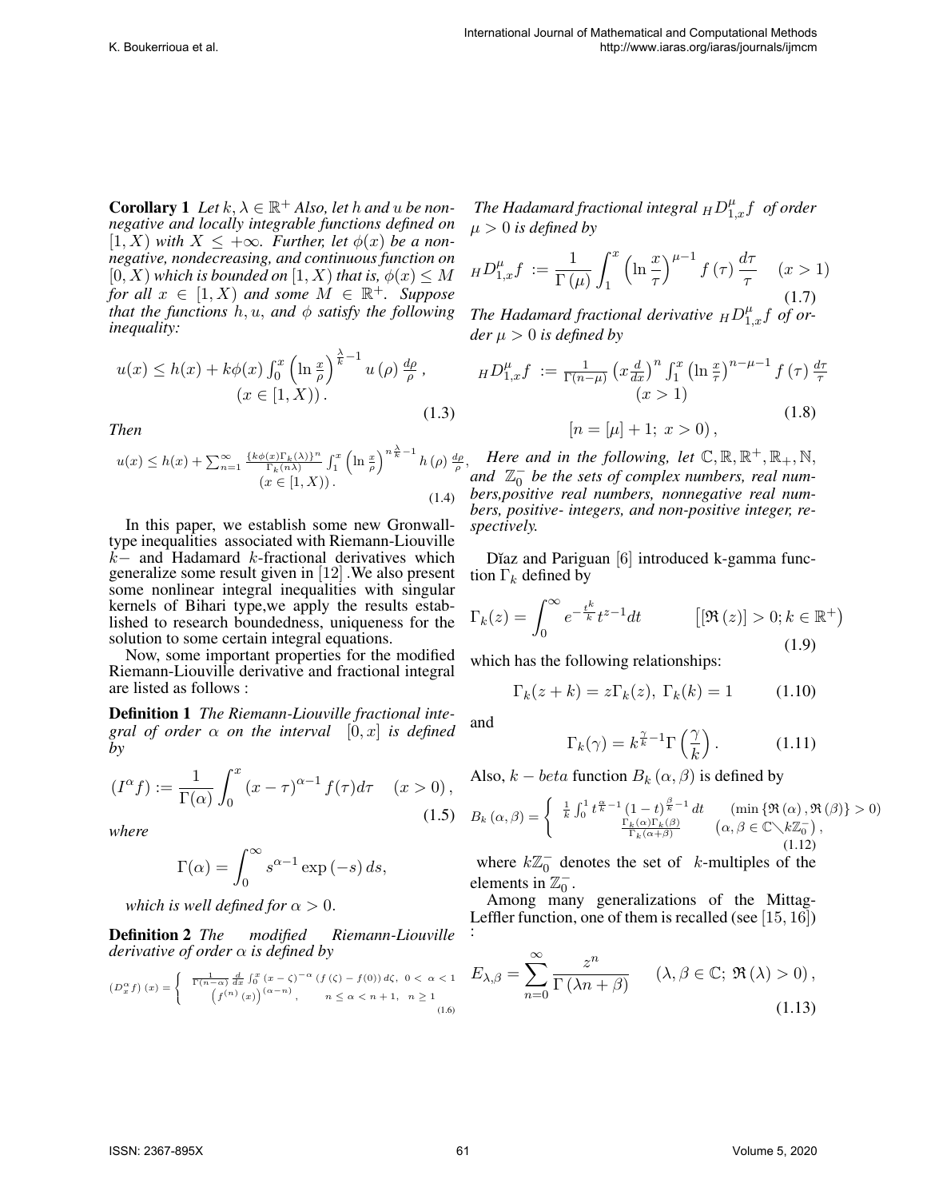**Corollary 1** *Let $k, \lambda \in \mathbb{R}^{+}$ Also, let $h$ and $u$ be nonnegative and locally integrable functions defined on $[1, X)$ with $X \leq +\infty$. Further, let $\phi(x)$ be a nonnegative, nondecreasing, and continuous function on $[0, X)$ which is bounded on $[1, X)$ that is, $\phi(x) \leq M$ for all $x \in [1, X)$ and some $M \in \mathbb{R}^{+}$. Suppose that the functions $h, u$, and $\phi$ satisfy the following inequality:*

$$u(x) \leq h(x) + k\phi(x) \int_0^x \left(\ln \frac{x}{\rho}\right)^{\frac{\lambda}{k}-1} u(\rho) \frac{d\rho}{\rho}, \quad (x \in [1, X)). \tag{1.3}$$

*Then*

$$u(x) \leq h(x) + \sum_{n=1}^{\infty} \frac{\{k\phi(x)\Gamma_k(\lambda)\}^n}{\Gamma_k(n\lambda)} \int_1^x \left(\ln \frac{x}{\rho}\right)^{n\frac{\lambda}{k}-1} h(\rho) \frac{d\rho}{\rho}, \quad (x \in [1, X)). \tag{1.4}$$

In this paper, we establish some new Gronwall-type inequalities associated with Riemann-Liouville $k-$ and Hadamard $k$-fractional derivatives which generalize some result given in [12] .We also present some nonlinear integral inequalities with singular kernels of Bihari type,we apply the results established to research boundedness, uniqueness for the solution to some certain integral equations.

Now, some important properties for the modified Riemann-Liouville derivative and fractional integral are listed as follows :

**Definition 1** *The Riemann-Liouville fractional integral of order $\alpha$ on the interval $[0, x]$ is defined by*

$$(I^{\alpha} f) := \frac{1}{\Gamma(\alpha)} \int_0^x (x-\tau)^{\alpha-1} f(\tau) d\tau \quad (x > 0), \tag{1.5}$$

*where*

$$\Gamma(\alpha) = \int_0^{\infty} s^{\alpha-1} \exp(-s)\, ds,$$

*which is well defined for $\alpha > 0$.*

**Definition 2** *The modified Riemann-Liouville derivative of order $\alpha$ is defined by*

$$(D_x^{\alpha} f)(x) = \begin{cases} \frac{1}{\Gamma(n-\alpha)} \frac{d}{dx} \int_0^x (x-\zeta)^{-\alpha} (f(\zeta) - f(0))\, d\zeta, & 0 < \alpha < 1 \\ \left(f^{(n)}(x)\right)^{(\alpha-n)}, & n \leq \alpha < n+1, \quad n \geq 1 \end{cases} \tag{1.6}$$

*The Hadamard fractional integral ${}_H D_{1,x}^{\mu} f$ of order $\mu > 0$ is defined by*

$${}_H D_{1,x}^{\mu} f := \frac{1}{\Gamma(\mu)} \int_1^x \left(\ln \frac{x}{\tau}\right)^{\mu-1} f(\tau) \frac{d\tau}{\tau} \quad (x > 1) \tag{1.7}$$

*The Hadamard fractional derivative ${}_H D_{1,x}^{\mu} f$ of order $\mu > 0$ is defined by*

$${}_H D_{1,x}^{\mu} f := \frac{1}{\Gamma(n-\mu)} \left(x \frac{d}{dx}\right)^n \int_1^x \left(\ln \frac{x}{\tau}\right)^{n-\mu-1} f(\tau) \frac{d\tau}{\tau} \quad (x > 1) \quad [n = [\mu] + 1;\ x > 0), \tag{1.8}$$

*Here and in the following, let $\mathbb{C}, \mathbb{R}, \mathbb{R}^{+}, \mathbb{R}_{+}, \mathbb{N}$, and $\mathbb{Z}_0^{-}$ be the sets of complex numbers, real numbers,positive real numbers, nonnegative real numbers, positive- integers, and non-positive integer, respectively.*

Dǐaz and Pariguan [6] introduced k-gamma function $\Gamma_k$ defined by

$$\Gamma_k(z) = \int_0^{\infty} e^{-\frac{t^k}{k}} t^{z-1} dt \qquad \left([\Re(z)] > 0; k \in \mathbb{R}^{+}\right) \tag{1.9}$$

which has the following relationships:

$$\Gamma_k(z+k) = z\Gamma_k(z), \ \Gamma_k(k) = 1 \tag{1.10}$$

and

$$\Gamma_k(\gamma) = k^{\frac{\gamma}{k}-1} \Gamma\left(\frac{\gamma}{k}\right). \tag{1.11}$$

Also, $k-beta$ function $B_k(\alpha, \beta)$ is defined by

$$B_k(\alpha, \beta) = \begin{cases} \frac{1}{k} \int_0^1 t^{\frac{\alpha}{k}-1} (1-t)^{\frac{\beta}{k}-1} dt & (\min\{\Re(\alpha), \Re(\beta)\} > 0) \\ \frac{\Gamma_k(\alpha)\Gamma_k(\beta)}{\Gamma_k(\alpha+\beta)} & \left(\alpha, \beta \in \mathbb{C} \setminus k\mathbb{Z}_0^{-}\right), \end{cases} \tag{1.12}$$

where $k\mathbb{Z}_0^{-}$ denotes the set of $k$-multiples of the elements in $\mathbb{Z}_0^{-}$.

Among many generalizations of the Mittag-Leffler function, one of them is recalled (see [15, 16]) :

$$E_{\lambda,\beta} = \sum_{n=0}^{\infty} \frac{z^n}{\Gamma(\lambda n + \beta)} \qquad (\lambda, \beta \in \mathbb{C};\ \Re(\lambda) > 0), \tag{1.13}$$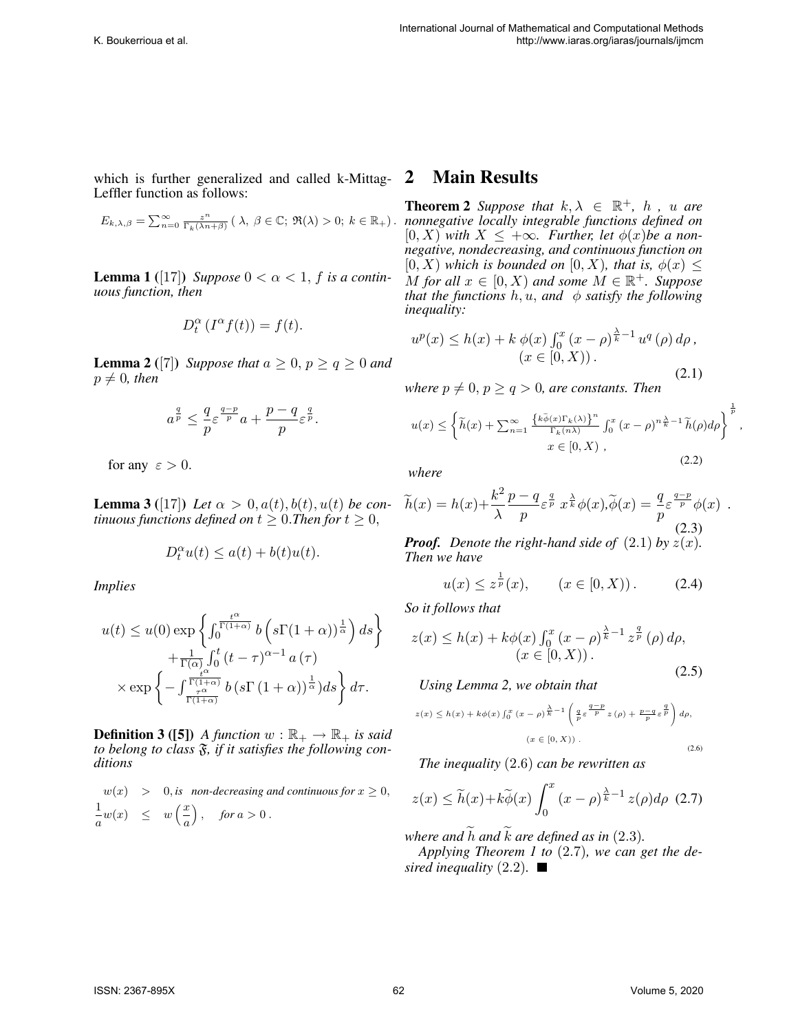which is further generalized and called k-Mittag-Leffler function as follows:

$$E_{k,\lambda,\beta} = \sum_{n=0}^{\infty} \frac{z^n}{\Gamma_k(\lambda n+\beta)} \;(\lambda,\ \beta \in \mathbb{C};\ \Re(\lambda) > 0;\ k \in \mathbb{R}_+).$$

**Lemma 1** ([17]) *Suppose* $0 < \alpha < 1$, $f$ *is a continuous function, then*

$$D_t^{\alpha}\left(I^{\alpha} f(t)\right) = f(t).$$

**Lemma 2** ([7]) *Suppose that* $a \geq 0$, $p \geq q \geq 0$ *and* $p \neq 0$, *then*

$$a^{\frac{q}{p}} \leq \frac{q}{p}\varepsilon^{\frac{q-p}{p}} a + \frac{p-q}{p}\varepsilon^{\frac{q}{p}}.$$

for any $\varepsilon > 0$.

**Lemma 3** ([17]) *Let* $\alpha > 0, a(t), b(t), u(t)$ *be continuous functions defined on* $t \geq 0$. *Then for* $t \geq 0$,

$$D_t^{\alpha} u(t) \leq a(t) + b(t)u(t).$$

*Implies*

$$\begin{aligned} u(t) \leq\ & u(0) \exp\left\{\int_0^{\frac{t^{\alpha}}{\Gamma(1+\alpha)}} b\left(s\Gamma(1+\alpha)\right)^{\frac{1}{\alpha}} ds\right\} \\ & + \frac{1}{\Gamma(\alpha)} \int_0^t (t-\tau)^{\alpha-1} a(\tau) \\ & \times \exp\left\{-\int_{\frac{\tau^{\alpha}}{\Gamma(1+\alpha)}}^{\frac{t^{\alpha}}{\Gamma(1+\alpha)}} b\left(s\Gamma(1+\alpha)\right)^{\frac{1}{\alpha}}) ds\right\} d\tau. \end{aligned}$$

**Definition 3** ([5]) *A function* $w : \mathbb{R}_+ \to \mathbb{R}_+$ *is said to belong to class* $\mathfrak{F}$, *if it satisfies the following conditions*

$$\begin{aligned} w(x) &> 0, \text{is non-decreasing and continuous for } x \geq 0, \\ \frac{1}{a} w(x) &\leq w\left(\frac{x}{a}\right), \quad \text{for } a > 0. \end{aligned}$$

## 2 Main Results

**Theorem 2** *Suppose that* $k, \lambda \in \mathbb{R}^+$, $h$, $u$ *are nonnegative locally integrable functions defined on* $[0, X)$ *with* $X \leq +\infty$. *Further, let* $\phi(x)$ *be a nonnegative, nondecreasing, and continuous function on* $[0, X)$ *which is bounded on* $[0, X)$, *that is,* $\phi(x) \leq M$ *for all* $x \in [0, X)$ *and some* $M \in \mathbb{R}^+$. *Suppose that the functions* $h, u$, *and* $\phi$ *satisfy the following inequality:*

$$\begin{aligned} u^p(x) \leq h(x) + k\,\phi(x) \int_0^x (x-\rho)^{\frac{\lambda}{k}-1} u^q(\rho)\, d\rho, \\ (x \in [0, X)). \end{aligned} \tag{2.1}$$

*where* $p \neq 0$, $p \geq q > 0$, *are constants. Then*

$$\begin{aligned} u(x) \leq \left\{\widetilde{h}(x) + \sum_{n=1}^{\infty} \frac{\left\{k\bar{\phi}(x)\Gamma_k(\lambda)\right\}^n}{\Gamma_k(n\lambda)} \int_0^x (x-\rho)^{n\frac{\lambda}{k}-1} \widetilde{h}(\rho) d\rho\right\}^{\frac{1}{p}}, \\ x \in [0, X), \end{aligned} \tag{2.2}$$

*where*

$$\widetilde{h}(x) = h(x) + \frac{k^2}{\lambda}\frac{p-q}{p}\varepsilon^{\frac{q}{p}} x^{\frac{\lambda}{k}} \phi(x), \widetilde{\phi}(x) = \frac{q}{p}\varepsilon^{\frac{q-p}{p}} \phi(x). \tag{2.3}$$

***Proof.*** *Denote the right-hand side of* (2.1) *by* $z(x)$. *Then we have*

$$u(x) \leq z^{\frac{1}{p}}(x), \qquad (x \in [0, X)). \tag{2.4}$$

*So it follows that*

$$\begin{aligned} z(x) \leq h(x) + k\phi(x) \int_0^x (x-\rho)^{\frac{\lambda}{k}-1} z^{\frac{q}{p}}(\rho)\, d\rho, \\ (x \in [0, X)). \end{aligned} \tag{2.5}$$

*Using Lemma 2, we obtain that*

$$\begin{aligned} z(x) \leq h(x) + k\phi(x) \int_0^x (x-\rho)^{\frac{\lambda}{k}-1} \left(\frac{q}{p}\varepsilon^{\frac{q-p}{p}} z(\rho) + \frac{p-q}{p}\varepsilon^{\frac{q}{p}}\right) d\rho, \\ (x \in [0, X)). \end{aligned} \tag{2.6}$$

*The inequality* (2.6) *can be rewritten as*

$$z(x) \leq \widetilde{h}(x) + k\widetilde{\phi}(x) \int_0^x (x-\rho)^{\frac{\lambda}{k}-1} z(\rho) d\rho \tag{2.7}$$

*where and* $\widetilde{h}$ *and* $\widetilde{k}$ *are defined as in* (2.3).

*Applying Theorem 1 to* (2.7), *we can get the desired inequality* (2.2). ■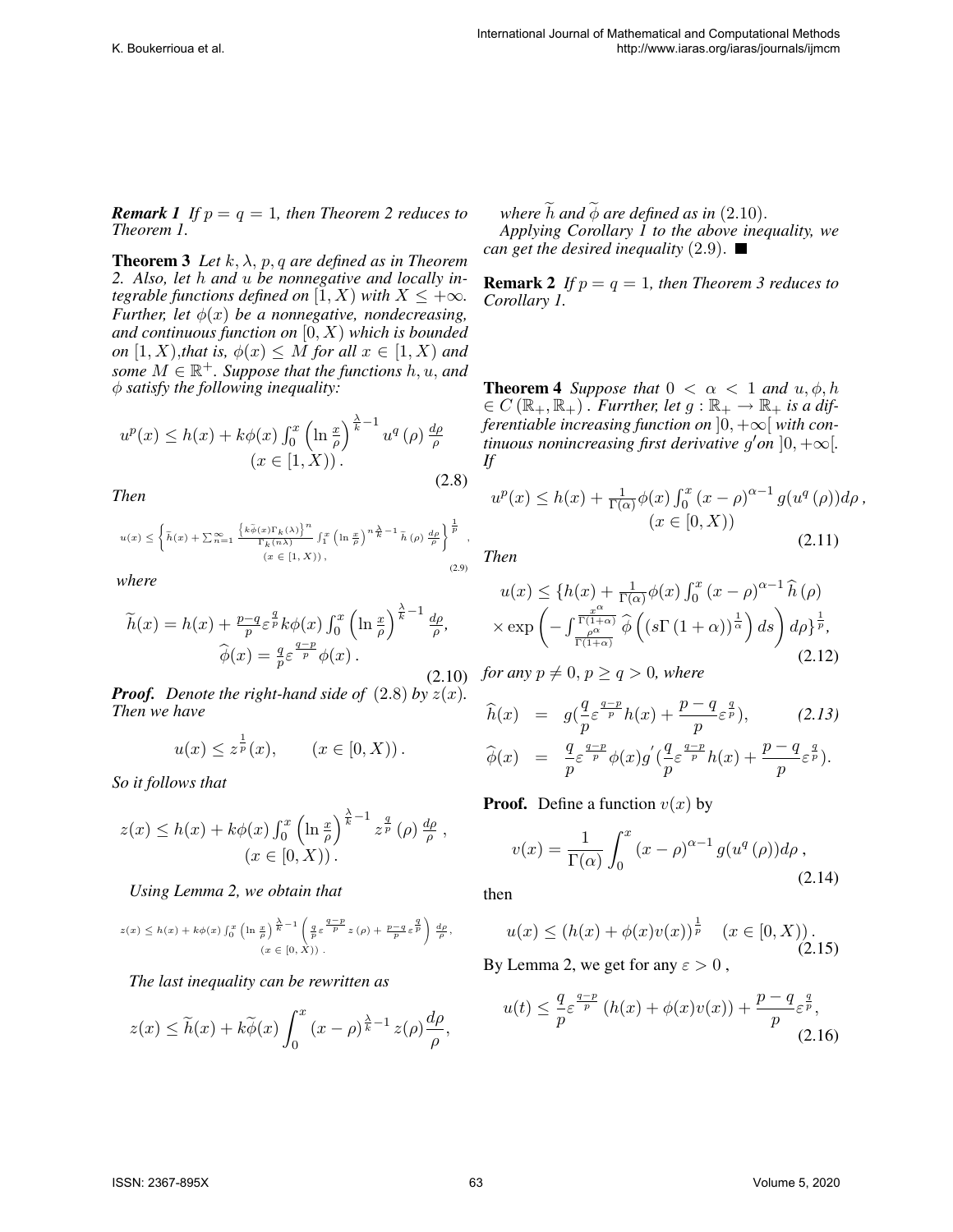***Remark 1*** *If $p = q = 1$, then Theorem 2 reduces to Theorem 1.*

**Theorem 3** *Let $k, \lambda, p, q$ are defined as in Theorem 2. Also, let $h$ and $u$ be nonnegative and locally integrable functions defined on $[1, X)$ with $X \leq +\infty$. Further, let $\phi(x)$ be a nonnegative, nondecreasing, and continuous function on $[0, X)$ which is bounded on $[1, X)$,that is, $\phi(x) \leq M$ for all $x \in [1, X)$ and some $M \in \mathbb{R}^{+}$. Suppose that the functions $h, u$, and $\phi$ satisfy the following inequality:*

$$u^{p}(x) \leq h(x) + k\phi(x) \int_{0}^{x} \left(\ln \frac{x}{\rho}\right)^{\frac{\lambda}{k}-1} u^{q}(\rho) \frac{d\rho}{\rho} \quad (x \in [1, X)). \tag{2.8}$$

*Then*

$$u(x) \leq \left\{ \tilde{h}(x) + \sum_{n=1}^{\infty} \frac{\left\{ k\tilde{\phi}(x)\Gamma_{k}(\lambda)\right\}^{n}}{\Gamma_{k}(n\lambda)} \int_{1}^{x} \left(\ln \frac{x}{\rho}\right)^{n\frac{\lambda}{k}-1} \tilde{h}(\rho) \frac{d\rho}{\rho} \right\}^{\frac{1}{p}}, \quad (x \in [1, X)), \tag{2.9}$$

*where*

$$\widetilde{h}(x) = h(x) + \frac{p-q}{p} \varepsilon^{\frac{q}{p}} k\phi(x) \int_{0}^{x} \left(\ln \frac{x}{\rho}\right)^{\frac{\lambda}{k}-1} \frac{d\rho}{\rho}, \quad \widehat{\phi}(x) = \frac{q}{p} \varepsilon^{\frac{q-p}{p}} \phi(x). \tag{2.10}$$

***Proof.*** *Denote the right-hand side of (2.8) by $z(x)$. Then we have*

$$u(x) \leq z^{\frac{1}{p}}(x), \qquad (x \in [0, X)).$$

*So it follows that*

$$z(x) \leq h(x) + k\phi(x) \int_{0}^{x} \left(\ln \frac{x}{\rho}\right)^{\frac{\lambda}{k}-1} z^{\frac{q}{p}}(\rho) \frac{d\rho}{\rho}, \quad (x \in [0, X)).$$

*Using Lemma 2, we obtain that*

$$z(x) \leq h(x) + k\phi(x) \int_{0}^{x} \left(\ln \frac{x}{\rho}\right)^{\frac{\lambda}{k}-1} \left( \frac{q}{p} \varepsilon^{\frac{q-p}{p}} z(\rho) + \frac{p-q}{p} \varepsilon^{\frac{q}{p}} \right) \frac{d\rho}{\rho}, \quad (x \in [0, X)).$$

*The last inequality can be rewritten as*

$$z(x) \leq \widetilde{h}(x) + k\widetilde{\phi}(x) \int_{0}^{x} (x-\rho)^{\frac{\lambda}{k}-1} z(\rho) \frac{d\rho}{\rho},$$

*where $\widetilde{h}$ and $\widetilde{\phi}$ are defined as in (2.10).*

*Applying Corollary 1 to the above inequality, we can get the desired inequality (2.9).* ■

**Remark 2** *If $p = q = 1$, then Theorem 3 reduces to Corollary 1.*

**Theorem 4** *Suppose that $0 < \alpha < 1$ and $u, \phi, h \in C(\mathbb{R}_{+}, \mathbb{R}_{+})$. Furrther, let $g : \mathbb{R}_{+} \to \mathbb{R}_{+}$ is a differentiable increasing function on $]0, +\infty[$ with continuous nonincreasing first derivative $g'$on $]0, +\infty[$. If*

$$u^{p}(x) \leq h(x) + \frac{1}{\Gamma(\alpha)} \phi(x) \int_{0}^{x} (x-\rho)^{\alpha-1} g(u^{q}(\rho)) d\rho, \quad (x \in [0, X)) \tag{2.11}$$

*Then*

$$u(x) \leq \{h(x) + \frac{1}{\Gamma(\alpha)} \phi(x) \int_{0}^{x} (x-\rho)^{\alpha-1} \widehat{h}(\rho) \times \exp\left( -\int_{\frac{\rho^{\alpha}}{\Gamma(1+\alpha)}}^{\frac{x^{\alpha}}{\Gamma(1+\alpha)}} \widehat{\phi}\left( (s\Gamma(1+\alpha))^{\frac{1}{\alpha}} \right) ds \right) d\rho\}^{\frac{1}{p}}, \tag{2.12}$$

*for any $p \neq 0$, $p \geq q > 0$, where*

$$\widehat{h}(x) = g\left(\frac{q}{p} \varepsilon^{\frac{q-p}{p}} h(x) + \frac{p-q}{p} \varepsilon^{\frac{q}{p}}\right), \tag{2.13}$$

$$\widehat{\phi}(x) = \frac{q}{p} \varepsilon^{\frac{q-p}{p}} \phi(x) g'\left(\frac{q}{p} \varepsilon^{\frac{q-p}{p}} h(x) + \frac{p-q}{p} \varepsilon^{\frac{q}{p}}\right).$$

**Proof.** Define a function $v(x)$ by

$$v(x) = \frac{1}{\Gamma(\alpha)} \int_{0}^{x} (x-\rho)^{\alpha-1} g(u^{q}(\rho)) d\rho, \tag{2.14}$$

then

$$u(x) \leq (h(x) + \phi(x) v(x))^{\frac{1}{p}} \quad (x \in [0, X)). \tag{2.15}$$

By Lemma 2, we get for any $\varepsilon > 0$,

$$u(t) \leq \frac{q}{p} \varepsilon^{\frac{q-p}{p}} (h(x) + \phi(x) v(x)) + \frac{p-q}{p} \varepsilon^{\frac{q}{p}}, \tag{2.16}$$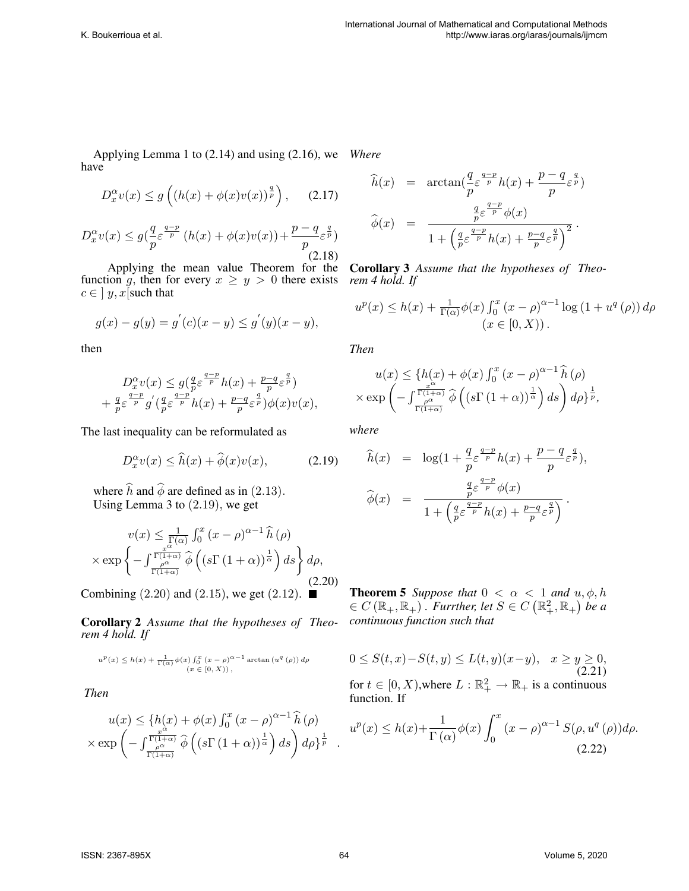Applying Lemma 1 to (2.14) and using (2.16), we have

$$D_x^{\alpha} v(x) \leq g\left( (h(x) + \phi(x)v(x))^{\frac{q}{p}} \right), \qquad (2.17)$$

$$D_x^{\alpha} v(x) \leq g\left(\frac{q}{p}\varepsilon^{\frac{q-p}{p}} \left(h(x) + \phi(x)v(x)\right) + \frac{p-q}{p}\varepsilon^{\frac{q}{p}}\right) \qquad (2.18)$$

Applying the mean value Theorem for the function $g$, then for every $x \geq y > 0$ there exists $c \in \, ]\, y, x[$ such that

$$g(x) - g(y) = g'(c)(x-y) \leq g'(y)(x-y),$$

then

$$\begin{aligned} D_x^{\alpha} v(x) &\leq g\left(\tfrac{q}{p}\varepsilon^{\frac{q-p}{p}} h(x) + \tfrac{p-q}{p}\varepsilon^{\frac{q}{p}}\right) \\ &+ \tfrac{q}{p}\varepsilon^{\frac{q-p}{p}} g'\left(\tfrac{q}{p}\varepsilon^{\frac{q-p}{p}} h(x) + \tfrac{p-q}{p}\varepsilon^{\frac{q}{p}}\right)\phi(x)v(x), \end{aligned}$$

The last inequality can be reformulated as

$$D_x^{\alpha} v(x) \leq \widehat{h}(x) + \widehat{\phi}(x)v(x), \qquad (2.19)$$

where $\widehat{h}$ and $\widehat{\phi}$ are defined as in $(2.13)$.
Using Lemma 3 to (2.19), we get

$$\begin{aligned} v(x) &\leq \tfrac{1}{\Gamma(\alpha)} \int_0^x (x-\rho)^{\alpha-1} \widehat{h}(\rho) \\ &\times \exp\left\{ -\int_{\frac{\rho^{\alpha}}{\Gamma(1+\alpha)}}^{\frac{x^{\alpha}}{\Gamma(1+\alpha)}} \widehat{\phi}\left( (s\Gamma(1+\alpha))^{\frac{1}{\alpha}} \right) ds \right\} d\rho, \end{aligned} \qquad (2.20)$$

Combining $(2.20)$ and $(2.15)$, we get $(2.12)$. ■

**Corollary 2** *Assume that the hypotheses of Theorem 4 hold. If*

$$u^p(x) \leq h(x) + \tfrac{1}{\Gamma(\alpha)}\phi(x) \int_0^x (x-\rho)^{\alpha-1} \arctan\left(u^q(\rho)\right) d\rho \quad (x \in [0, X)),$$

*Then*

$$\begin{aligned} u(x) &\leq \{h(x) + \phi(x) \textstyle\int_0^x (x-\rho)^{\alpha-1} \widehat{h}(\rho) \\ &\times \exp\left( -\int_{\frac{\rho^{\alpha}}{\Gamma(1+\alpha)}}^{\frac{x^{\alpha}}{\Gamma(1+\alpha)}} \widehat{\phi}\left( (s\Gamma(1+\alpha))^{\frac{1}{\alpha}} \right) ds \right) d\rho\}^{\frac{1}{p}} \quad . \end{aligned}$$

*Where*

$$\begin{aligned} \widehat{h}(x) &= \arctan\left(\frac{q}{p}\varepsilon^{\frac{q-p}{p}} h(x) + \frac{p-q}{p}\varepsilon^{\frac{q}{p}}\right) \\ \widehat{\phi}(x) &= \frac{\frac{q}{p}\varepsilon^{\frac{q-p}{p}}\phi(x)}{1 + \left(\frac{q}{p}\varepsilon^{\frac{q-p}{p}} h(x) + \frac{p-q}{p}\varepsilon^{\frac{q}{p}}\right)^2}. \end{aligned}$$

**Corollary 3** *Assume that the hypotheses of Theorem 4 hold. If*

$$u^p(x) \leq h(x) + \tfrac{1}{\Gamma(\alpha)}\phi(x) \int_0^x (x-\rho)^{\alpha-1} \log\left(1 + u^q(\rho)\right) d\rho \quad (x \in [0, X)).$$

*Then*

$$\begin{aligned} u(x) &\leq \{h(x) + \phi(x) \textstyle\int_0^x (x-\rho)^{\alpha-1} \widehat{h}(\rho) \\ &\times \exp\left( -\int_{\frac{\rho^{\alpha}}{\Gamma(1+\alpha)}}^{\frac{x^{\alpha}}{\Gamma(1+\alpha)}} \widehat{\phi}\left( (s\Gamma(1+\alpha))^{\frac{1}{\alpha}} \right) ds \right) d\rho\}^{\frac{1}{p}}, \end{aligned}$$

*where*

$$\begin{aligned} \widehat{h}(x) &= \log\left(1 + \frac{q}{p}\varepsilon^{\frac{q-p}{p}} h(x) + \frac{p-q}{p}\varepsilon^{\frac{q}{p}}\right), \\ \widehat{\phi}(x) &= \frac{\frac{q}{p}\varepsilon^{\frac{q-p}{p}}\phi(x)}{1 + \left(\frac{q}{p}\varepsilon^{\frac{q-p}{p}} h(x) + \frac{p-q}{p}\varepsilon^{\frac{q}{p}}\right)}. \end{aligned}$$

**Theorem 5** *Suppose that $0 < \alpha < 1$ and $u, \phi, h \in C(\mathbb{R}_+, \mathbb{R}_+)$. Furrther, let $S \in C(\mathbb{R}_+^2, \mathbb{R}_+)$ be a continuous function such that*

$$0 \leq S(t,x) - S(t,y) \leq L(t,y)(x-y), \quad x \geq y \geq 0, \qquad (2.21)$$

for $t \in [0, X)$, where $L : \mathbb{R}_+^2 \to \mathbb{R}_+$ is a continuous function. If

$$u^p(x) \leq h(x) + \frac{1}{\Gamma(\alpha)}\phi(x) \int_0^x (x-\rho)^{\alpha-1} S(\rho, u^q(\rho)) d\rho. \qquad (2.22)$$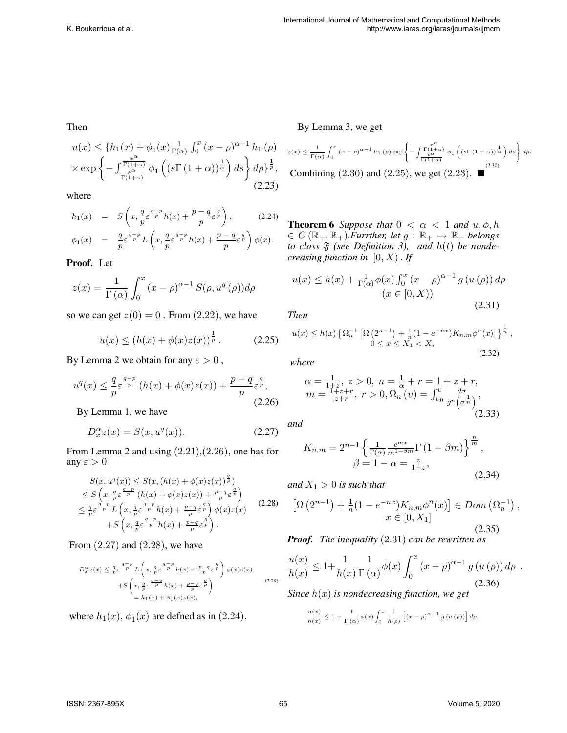Then

$$u(x) \leq \{h_1(x) + \phi_1(x)\frac{1}{\Gamma(\alpha)}\int_0^x (x-\rho)^{\alpha-1} h_1(\rho) \times \exp\left\{-\int_{\frac{\rho^\alpha}{\Gamma(1+\alpha)}}^{\frac{x^\alpha}{\Gamma(1+\alpha)}} \phi_1\left((s\Gamma(1+\alpha))^{\frac{1}{\alpha}}\right) ds\right\} d\rho\}^{\frac{1}{p}}, \tag{2.23}$$

where

$$\begin{aligned} h_1(x) &= S\left(x, \frac{q}{p}\varepsilon^{\frac{q-p}{p}} h(x) + \frac{p-q}{p}\varepsilon^{\frac{q}{p}}\right), \\ \phi_1(x) &= \frac{q}{p}\varepsilon^{\frac{q-p}{p}} L\left(x, \frac{q}{p}\varepsilon^{\frac{q-p}{p}} h(x) + \frac{p-q}{p}\varepsilon^{\frac{q}{p}}\right)\phi(x). \end{aligned} \tag{2.24}$$

**Proof.** Let

$$z(x) = \frac{1}{\Gamma(\alpha)}\int_0^x (x-\rho)^{\alpha-1} S(\rho, u^q(\rho)) d\rho$$

so we can get $z(0) = 0$ . From $(2.22)$, we have

$$u(x) \leq (h(x) + \phi(x)z(x))^{\frac{1}{p}}. \tag{2.25}$$

By Lemma 2 we obtain for any $\varepsilon > 0$ ,

$$u^q(x) \leq \frac{q}{p}\varepsilon^{\frac{q-p}{p}}(h(x) + \phi(x)z(x)) + \frac{p-q}{p}\varepsilon^{\frac{q}{p}}, \tag{2.26}$$

By Lemma 1, we have

$$D_x^\alpha z(x) = S(x, u^q(x)). \tag{2.27}$$

From Lemma 2 and using $(2.21)$,$(2.26)$, one has for any $\varepsilon > 0$

$$\begin{aligned} &S(x, u^q(x)) \leq S(x, (h(x) + \phi(x)z(x))^{\frac{q}{p}}) \\ &\leq S\left(x, \frac{q}{p}\varepsilon^{\frac{q-p}{p}}(h(x) + \phi(x)z(x)) + \frac{p-q}{p}\varepsilon^{\frac{q}{p}}\right) \\ &\leq \frac{q}{p}\varepsilon^{\frac{q-p}{p}} L\left(x, \frac{q}{p}\varepsilon^{\frac{q-p}{p}} h(x) + \frac{p-q}{p}\varepsilon^{\frac{q}{p}}\right)\phi(x)z(x) \\ &\quad + S\left(x, \frac{q}{p}\varepsilon^{\frac{q-p}{p}} h(x) + \frac{p-q}{p}\varepsilon^{\frac{q}{p}}\right). \end{aligned} \tag{2.28}$$

From $(2.27)$ and $(2.28)$, we have

$$\begin{aligned} D_x^\alpha z(x) &\leq \frac{q}{p}\varepsilon^{\frac{q-p}{p}} L\left(x, \frac{q}{p}\varepsilon^{\frac{q-p}{p}} h(x) + \frac{p-q}{p}\varepsilon^{\frac{q}{p}}\right)\phi(x)z(x) \\ &\quad + S\left(x, \frac{q}{p}\varepsilon^{\frac{q-p}{p}} h(x) + \frac{p-q}{p}\varepsilon^{\frac{q}{p}}\right) \\ &= h_1(x) + \phi_1(x)z(x), \end{aligned} \tag{2.29}$$

where $h_1(x)$, $\phi_1(x)$ are defned as in $(2.24)$.

By Lemma 3, we get

$$z(x) \leq \frac{1}{\Gamma(\alpha)}\int_0^x (x-\rho)^{\alpha-1} h_1(\rho) \exp\left\{-\int_{\frac{\rho^\alpha}{\Gamma(1+\alpha)}}^{\frac{x^\alpha}{\Gamma(1+\alpha)}} \phi_1\left((s\Gamma(1+\alpha))^{\frac{1}{\alpha}}\right) ds\right\} d\rho. \tag{2.30}$$

Combining $(2.30)$ and $(2.25)$, we get $(2.23)$. ■

**Theorem 6** *Suppose that $0 < \alpha < 1$ and $u, \phi, h \in C(\mathbb{R}_+, \mathbb{R}_+)$.Furrther, let $g : \mathbb{R}_+ \to \mathbb{R}_+$ belongs to class $\mathfrak{F}$ (see Definition 3), and $h(t)$ be nondecreasing function in $[0, X)$ . If*

$$u(x) \leq h(x) + \frac{1}{\Gamma(\alpha)}\phi(x)\int_0^x (x-\rho)^{\alpha-1} g(u(\rho)) d\rho \quad (x \in [0, X)) \tag{2.31}$$

*Then*

$$u(x) \leq h(x)\left\{\Omega_n^{-1}\left[\Omega\left(2^{n-1}\right) + \frac{1}{n}(1-e^{-nx})K_{n,m}\phi^n(x)\right]\right\}^{\frac{1}{n}}, \quad 0 \leq x \leq X_1 < X, \tag{2.32}$$

*where*

$$\alpha = \frac{1}{1+z},\ z > 0,\ n = \frac{1}{\alpha} + r = 1 + z + r, \quad m = \frac{1+z+r}{z+r},\ r > 0, \Omega_n(v) = \int_{v_0}^{v} \frac{d\sigma}{g^n\left(\sigma^{\frac{1}{n}}\right)}, \tag{2.33}$$

*and*

$$K_{n,m} = 2^{n-1}\left\{\frac{1}{\Gamma(\alpha)}\frac{e^{mx}}{m^{1-\beta m}}\Gamma(1-\beta m)\right\}^{\frac{n}{m}}, \quad \beta = 1 - \alpha = \frac{z}{1+z}, \tag{2.34}$$

*and $X_1 > 0$ is such that*

$$\left[\Omega\left(2^{n-1}\right) + \frac{1}{n}(1-e^{-nx})K_{n,m}\phi^n(x)\right] \in Dom\left(\Omega_n^{-1}\right), \quad x \in [0, X_1] \tag{2.35}$$

***Proof.*** *The inequality $(2.31)$ can be rewritten as*

$$\frac{u(x)}{h(x)} \leq 1 + \frac{1}{h(x)}\frac{1}{\Gamma(\alpha)}\phi(x)\int_0^x (x-\rho)^{\alpha-1} g(u(\rho)) d\rho \ . \tag{2.36}$$

*Since $h(x)$ is nondecreasing function, we get*

$$\frac{u(x)}{h(x)} \leq 1 + \frac{1}{\Gamma(\alpha)}\phi(x)\int_0^x \frac{1}{h(\rho)}\left[(x-\rho)^{\alpha-1} g(u(\rho))\right] d\rho.$$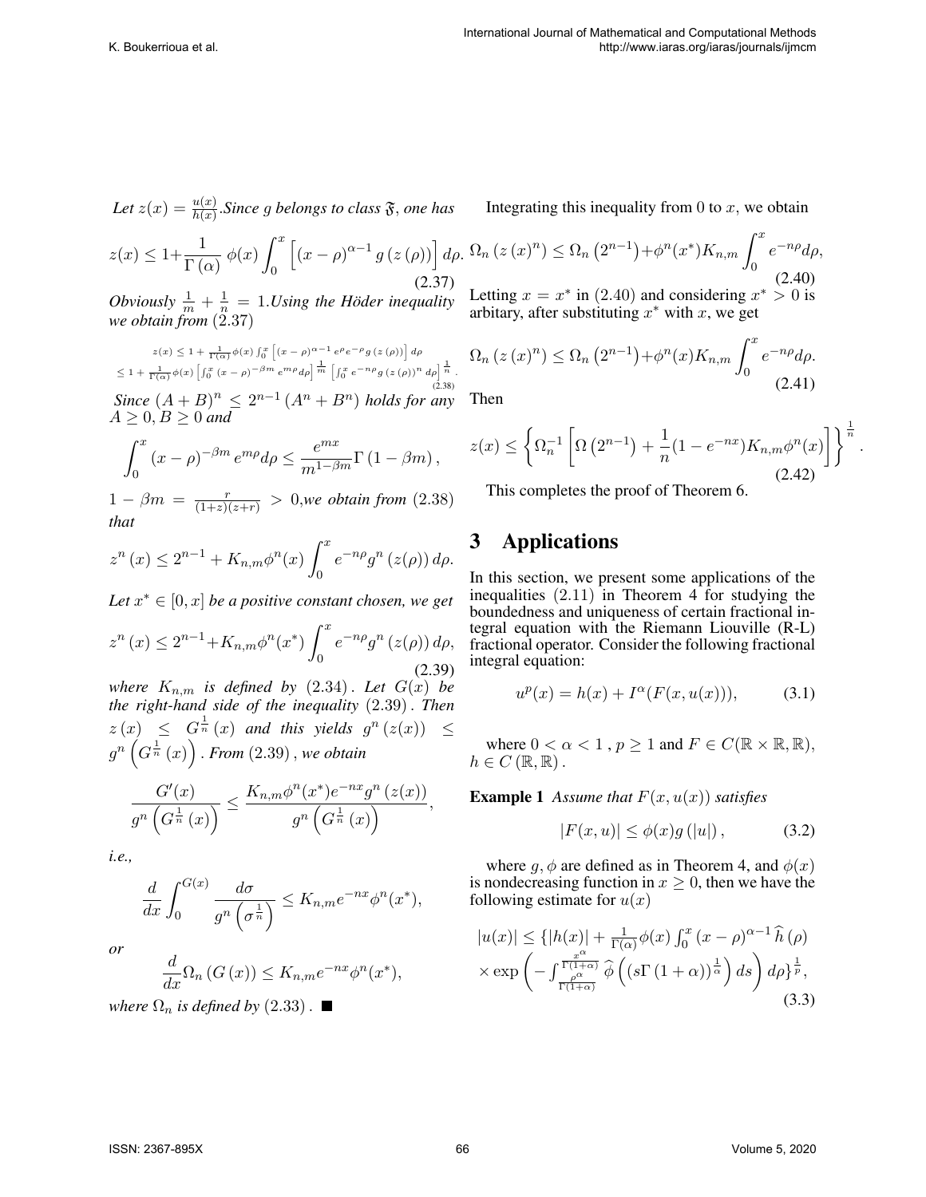*Let $z(x) = \frac{u(x)}{h(x)}$.Since $g$ belongs to class $\mathfrak{F}$, one has*

$$z(x) \leq 1+\frac{1}{\Gamma(\alpha)} \phi(x) \int_0^x \left[(x-\rho)^{\alpha-1} g(z(\rho))\right] d\rho. \tag{2.37}$$

*Obviously $\frac{1}{m} + \frac{1}{n} = 1$.Using the Höder inequality we obtain from (2.37)*

$$\begin{aligned} z(x) &\leq 1 + \tfrac{1}{\Gamma(\alpha)} \phi(x) \int_0^x \left[(x-\rho)^{\alpha-1} e^{\rho} e^{-\rho} g(z(\rho))\right] d\rho \\ &\leq 1 + \tfrac{1}{\Gamma(\alpha)} \phi(x) \left[\int_0^x (x-\rho)^{-\beta m} e^{m\rho} d\rho\right]^{\frac{1}{m}} \left[\int_0^x e^{-n\rho} g(z(\rho))^n d\rho\right]^{\frac{1}{n}}. \end{aligned} \tag{2.38}$$

*Since $(A+B)^n \leq 2^{n-1}(A^n + B^n)$ holds for any $A \geq 0, B \geq 0$ and*

$$\int_0^x (x-\rho)^{-\beta m} e^{m\rho} d\rho \leq \frac{e^{mx}}{m^{1-\beta m}} \Gamma(1-\beta m),$$

$1 - \beta m = \frac{r}{(1+z)(z+r)} > 0$,*we obtain from* (2.38) *that*

$$z^n(x) \leq 2^{n-1} + K_{n,m} \phi^n(x) \int_0^x e^{-n\rho} g^n(z(\rho)) d\rho.$$

*Let $x^* \in [0, x]$ be a positive constant chosen, we get*

$$z^n(x) \leq 2^{n-1} + K_{n,m} \phi^n(x^*) \int_0^x e^{-n\rho} g^n(z(\rho)) d\rho, \tag{2.39}$$

*where $K_{n,m}$ is defined by (2.34). Let $G(x)$ be the right-hand side of the inequality (2.39). Then $z(x) \leq G^{\frac{1}{n}}(x)$ and this yields $g^n(z(x)) \leq g^n\left(G^{\frac{1}{n}}(x)\right)$. From (2.39), we obtain*

$$\frac{G'(x)}{g^n\left(G^{\frac{1}{n}}(x)\right)} \leq \frac{K_{n,m}\phi^n(x^*) e^{-nx} g^n(z(x))}{g^n\left(G^{\frac{1}{n}}(x)\right)},$$

*i.e.,*

$$\frac{d}{dx} \int_0^{G(x)} \frac{d\sigma}{g^n\left(\sigma^{\frac{1}{n}}\right)} \leq K_{n,m} e^{-nx} \phi^n(x^*),$$

*or*

$$\frac{d}{dx} \Omega_n(G(x)) \leq K_{n,m} e^{-nx} \phi^n(x^*),$$

*where $\Omega_n$ is defined by (2.33).* ■

Integrating this inequality from 0 to $x$, we obtain

$$\Omega_n(z(x)^n) \leq \Omega_n(2^{n-1}) + \phi^n(x^*) K_{n,m} \int_0^x e^{-n\rho} d\rho, \tag{2.40}$$

Letting $x = x^*$ in (2.40) and considering $x^* > 0$ is arbitary, after substituting $x^*$ with $x$, we get

$$\Omega_n(z(x)^n) \leq \Omega_n(2^{n-1}) + \phi^n(x) K_{n,m} \int_0^x e^{-n\rho} d\rho. \tag{2.41}$$

Then

$$z(x) \leq \left\{\Omega_n^{-1}\left[\Omega(2^{n-1}) + \frac{1}{n}(1 - e^{-nx}) K_{n,m} \phi^n(x)\right]\right\}^{\frac{1}{n}}. \tag{2.42}$$

This completes the proof of Theorem 6.

## 3 Applications

In this section, we present some applications of the inequalities (2.11) in Theorem 4 for studying the boundedness and uniqueness of certain fractional integral equation with the Riemann Liouville (R-L) fractional operator. Consider the following fractional integral equation:

$$u^p(x) = h(x) + I^{\alpha}(F(x, u(x))), \tag{3.1}$$

where $0 < \alpha < 1$, $p \geq 1$ and $F \in C(\mathbb{R} \times \mathbb{R}, \mathbb{R})$, $h \in C(\mathbb{R}, \mathbb{R})$.

**Example 1** *Assume that $F(x, u(x))$ satisfies*

$$|F(x, u)| \leq \phi(x) g(|u|), \tag{3.2}$$

where $g, \phi$ are defined as in Theorem 4, and $\phi(x)$ is nondecreasing function in $x \geq 0$, then we have the following estimate for $u(x)$

$$\begin{aligned} |u(x)| \leq \{&|h(x)| + \tfrac{1}{\Gamma(\alpha)} \phi(x) \int_0^x (x-\rho)^{\alpha-1} \widehat{h}(\rho) \\ &\times \exp\left(-\int_{\frac{\rho^{\alpha}}{\Gamma(1+\alpha)}}^{\frac{x^{\alpha}}{\Gamma(1+\alpha)}} \widehat{\phi}\left((s\Gamma(1+\alpha))^{\frac{1}{\alpha}}\right) ds\right) d\rho\}^{\frac{1}{p}}, \end{aligned} \tag{3.3}$$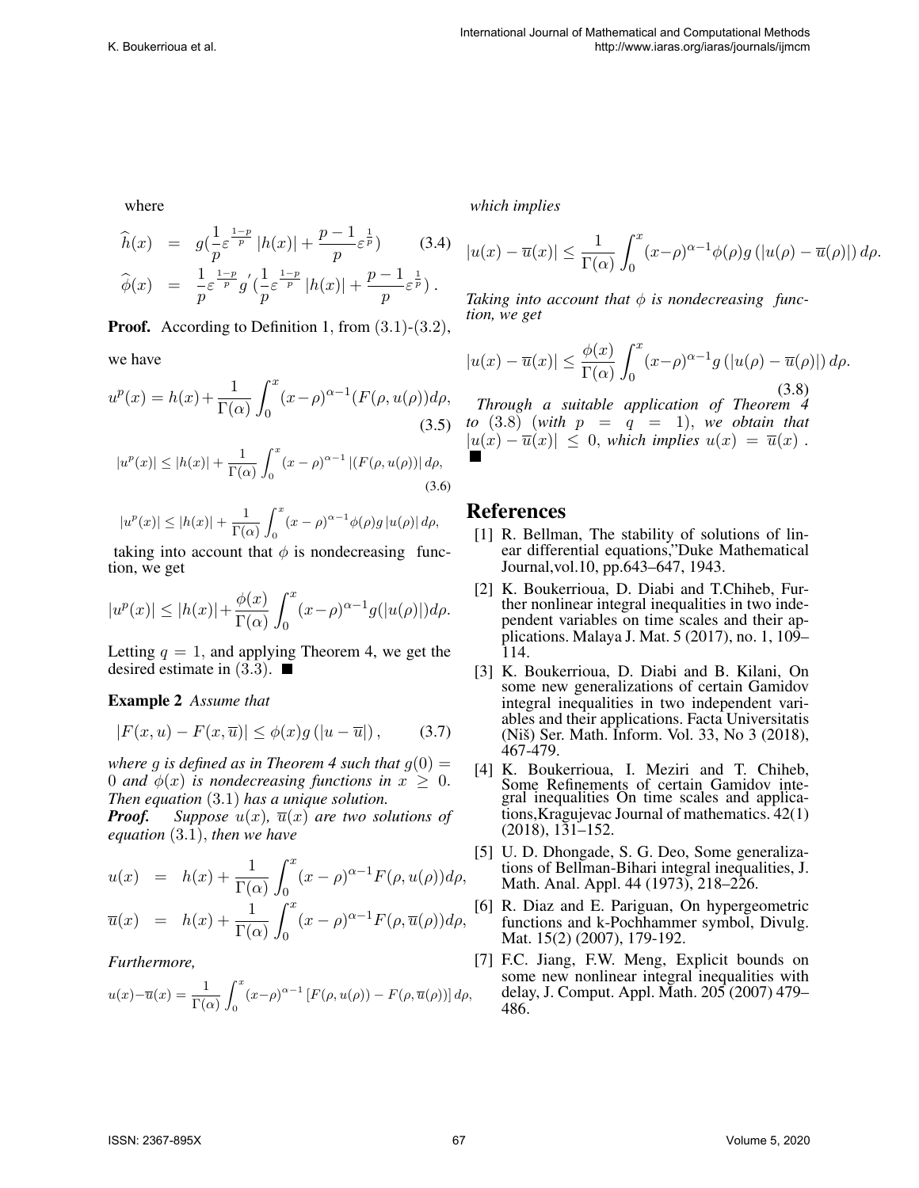where

$$
\begin{aligned}
\widehat{h}(x) &= g(\frac{1}{p}\varepsilon^{\frac{1-p}{p}}|h(x)| + \frac{p-1}{p}\varepsilon^{\frac{1}{p}}) \qquad (3.4)\\
\widehat{\phi}(x) &= \frac{1}{p}\varepsilon^{\frac{1-p}{p}}g'(\frac{1}{p}\varepsilon^{\frac{1-p}{p}}|h(x)| + \frac{p-1}{p}\varepsilon^{\frac{1}{p}}).
\end{aligned}
$$

**Proof.** According to Definition 1, from (3.1)-(3.2), we have

$$
u^p(x) = h(x) + \frac{1}{\Gamma(\alpha)}\int_0^x (x-\rho)^{\alpha-1}(F(\rho, u(\rho))d\rho, \tag{3.5}
$$

$$
|u^p(x)| \leq |h(x)| + \frac{1}{\Gamma(\alpha)}\int_0^x (x-\rho)^{\alpha-1}|(F(\rho, u(\rho))|d\rho, \tag{3.6}
$$

$$
|u^p(x)| \leq |h(x)| + \frac{1}{\Gamma(\alpha)}\int_0^x (x-\rho)^{\alpha-1}\phi(\rho)g|u(\rho)|d\rho,
$$

taking into account that $\phi$ is nondecreasing function, we get

$$
|u^p(x)| \leq |h(x)| + \frac{\phi(x)}{\Gamma(\alpha)}\int_0^x (x-\rho)^{\alpha-1}g(|u(\rho)|)d\rho.
$$

Letting $q = 1$, and applying Theorem 4, we get the desired estimate in (3.3). ■

**Example 2** *Assume that*

$$
|F(x,u) - F(x,\overline{u})| \leq \phi(x)g(|u - \overline{u}|), \tag{3.7}
$$

*where g is defined as in Theorem 4 such that $g(0) = 0$ and $\phi(x)$ is nondecreasing functions in $x \geq 0$. Then equation (3.1) has a unique solution.*

***Proof.*** *Suppose $u(x)$, $\overline{u}(x)$ are two solutions of equation (3.1), then we have*

$$
\begin{aligned}
u(x) &= h(x) + \frac{1}{\Gamma(\alpha)}\int_0^x (x-\rho)^{\alpha-1}F(\rho, u(\rho))d\rho,\\
\overline{u}(x) &= h(x) + \frac{1}{\Gamma(\alpha)}\int_0^x (x-\rho)^{\alpha-1}F(\rho, \overline{u}(\rho))d\rho,
\end{aligned}
$$

*Furthermore,*

$$
u(x) - \overline{u}(x) = \frac{1}{\Gamma(\alpha)}\int_0^x (x-\rho)^{\alpha-1}[F(\rho, u(\rho)) - F(\rho, \overline{u}(\rho))]d\rho,
$$

*which implies*

$$
|u(x) - \overline{u}(x)| \leq \frac{1}{\Gamma(\alpha)}\int_0^x (x-\rho)^{\alpha-1}\phi(\rho)g(|u(\rho) - \overline{u}(\rho)|)d\rho.
$$

*Taking into account that $\phi$ is nondecreasing function, we get*

$$
|u(x) - \overline{u}(x)| \leq \frac{\phi(x)}{\Gamma(\alpha)}\int_0^x (x-\rho)^{\alpha-1}g(|u(\rho) - \overline{u}(\rho)|)d\rho. \tag{3.8}
$$

*Through a suitable application of Theorem 4 to (3.8) (with $p = q = 1$), we obtain that $|u(x) - \overline{u}(x)| \leq 0$, which implies $u(x) = \overline{u}(x)$.* ■

## References

[1] R. Bellman, The stability of solutions of linear differential equations,"Duke Mathematical Journal,vol.10, pp.643–647, 1943.

[2] K. Boukerrioua, D. Diabi and T.Chiheb, Further nonlinear integral inequalities in two independent variables on time scales and their applications. Malaya J. Mat. 5 (2017), no. 1, 109–114.

[3] K. Boukerrioua, D. Diabi and B. Kilani, On some new generalizations of certain Gamidov integral inequalities in two independent variables and their applications. Facta Universitatis (Niš) Ser. Math. Inform. Vol. 33, No 3 (2018), 467-479.

[4] K. Boukerrioua, I. Meziri and T. Chiheb, Some Refinements of certain Gamidov integral inequalities On time scales and applications,Kragujevac Journal of mathematics. 42(1) (2018), 131–152.

[5] U. D. Dhongade, S. G. Deo, Some generalizations of Bellman-Bihari integral inequalities, J. Math. Anal. Appl. 44 (1973), 218–226.

[6] R. Diaz and E. Pariguan, On hypergeometric functions and k-Pochhammer symbol, Divulg. Mat. 15(2) (2007), 179-192.

[7] F.C. Jiang, F.W. Meng, Explicit bounds on some new nonlinear integral inequalities with delay, J. Comput. Appl. Math. 205 (2007) 479–486.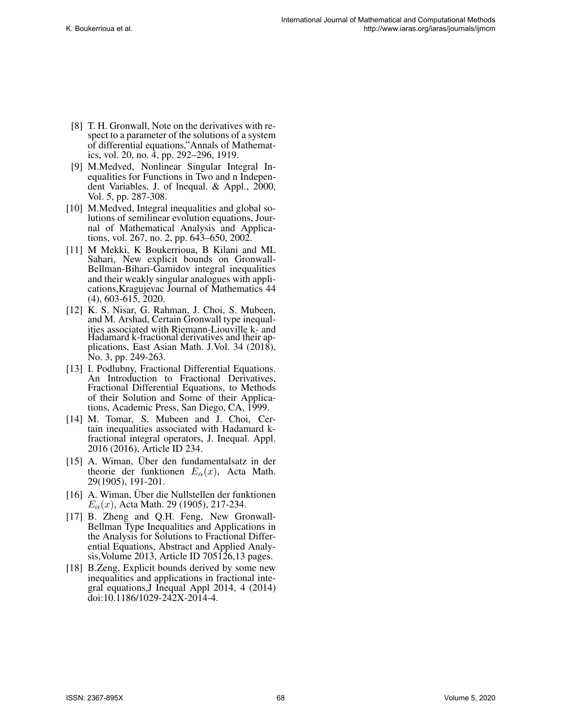[8] T. H. Gronwall, Note on the derivatives with respect to a parameter of the solutions of a system of differential equations,"Annals of Mathematics, vol. 20, no. 4, pp. 292–296, 1919.

[9] M.Medved, Nonlinear Singular Integral Inequalities for Functions in Two and n Independent Variables, J. of lnequal. & Appl., 2000, Vol. 5, pp. 287-308.

[10] M.Medved, Integral inequalities and global solutions of semilinear evolution equations, Journal of Mathematical Analysis and Applications, vol. 267, no. 2, pp. 643–650, 2002.

[11] M Mekki, K Boukerrioua, B Kilani and ML Sahari, New explicit bounds on Gronwall-Bellman-Bihari-Gamidov integral inequalities and their weakly singular analogues with applications,Kragujevac Journal of Mathematics 44 (4), 603-615, 2020.

[12] K. S. Nisar, G. Rahman, J. Choi, S. Mubeen, and M. Arshad, Certain Gronwall type inequalities associated with Riemann-Liouville k- and Hadamard k-fractional derivatives and their applications, East Asian Math. J.Vol. 34 (2018), No. 3, pp. 249-263.

[13] I. Podlubny, Fractional Differential Equations. An Introduction to Fractional Derivatives, Fractional Differential Equations, to Methods of their Solution and Some of their Applications, Academic Press, San Diego, CA, 1999.

[14] M. Tomar, S. Mubeen and J. Choi, Certain inequalities associated with Hadamard k-fractional integral operators, J. Inequal. Appl. 2016 (2016), Article ID 234.

[15] A. Wiman, Über den fundamentalsatz in der theorie der funktionen $E_\alpha(x)$, Acta Math. 29(1905), 191-201.

[16] A. Wiman, Über die Nullstellen der funktionen $E_\alpha(x)$, Acta Math. 29 (1905), 217-234.

[17] B. Zheng and Q.H. Feng, New Gronwall-Bellman Type Inequalities and Applications in the Analysis for Solutions to Fractional Differential Equations, Abstract and Applied Analysis,Volume 2013, Article ID 705126,13 pages.

[18] B.Zeng, Explicit bounds derived by some new inequalities and applications in fractional integral equations,J Inequal Appl 2014, 4 (2014) doi:10.1186/1029-242X-2014-4.